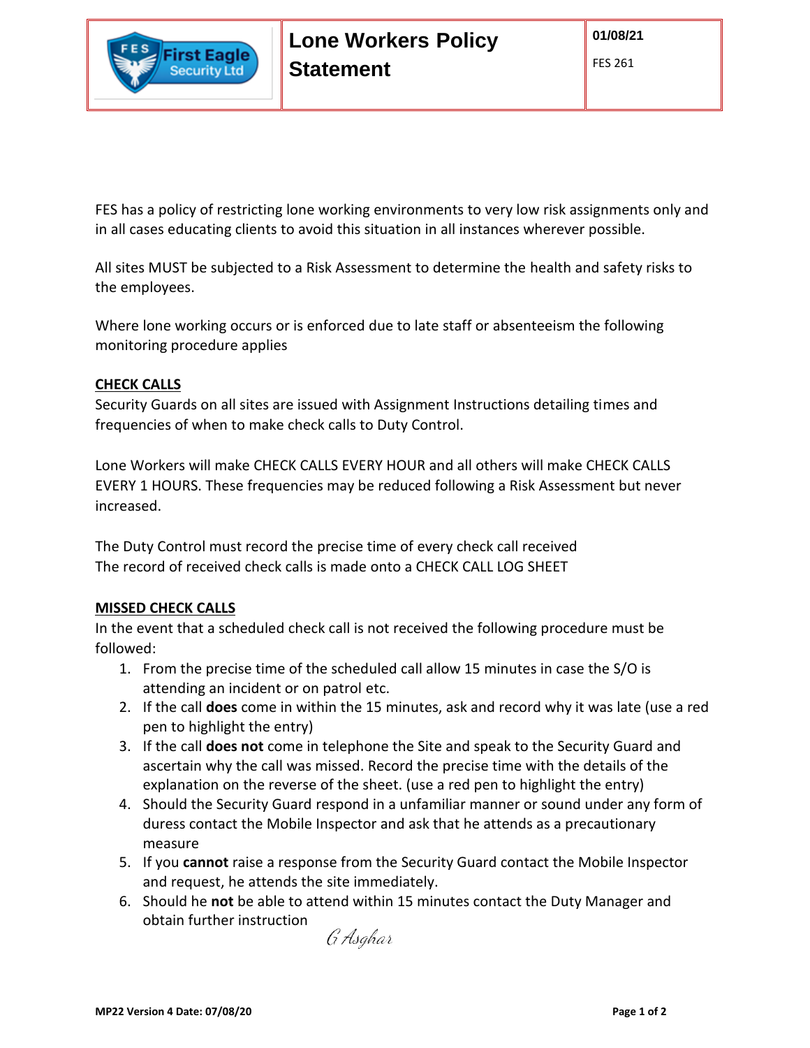| | Lone Workers Policy Statement | 01/08/21 FES 261 |
|---|---|---|

FES has a policy of restricting lone working environments to very low risk assignments only and in all cases educating clients to avoid this situation in all instances wherever possible.

All sites MUST be subjected to a Risk Assessment to determine the health and safety risks to the employees.

Where lone working occurs or is enforced due to late staff or absenteeism the following monitoring procedure applies

## CHECK CALLS

Security Guards on all sites are issued with Assignment Instructions detailing times and frequencies of when to make check calls to Duty Control.

Lone Workers will make CHECK CALLS EVERY HOUR and all others will make CHECK CALLS EVERY 1 HOURS. These frequencies may be reduced following a Risk Assessment but never increased.

The Duty Control must record the precise time of every check call received
The record of received check calls is made onto a CHECK CALL LOG SHEET

## MISSED CHECK CALLS

In the event that a scheduled check call is not received the following procedure must be followed:

1. From the precise time of the scheduled call allow 15 minutes in case the S/O is attending an incident or on patrol etc.
2. If the call **does** come in within the 15 minutes, ask and record why it was late (use a red pen to highlight the entry)
3. If the call **does not** come in telephone the Site and speak to the Security Guard and ascertain why the call was missed. Record the precise time with the details of the explanation on the reverse of the sheet. (use a red pen to highlight the entry)
4. Should the Security Guard respond in a unfamiliar manner or sound under any form of duress contact the Mobile Inspector and ask that he attends as a precautionary measure
5. If you **cannot** raise a response from the Security Guard contact the Mobile Inspector and request, he attends the site immediately.
6. Should he **not** be able to attend within 15 minutes contact the Duty Manager and obtain further instruction

G Asghar

MP22 Version 4 Date: 07/08/20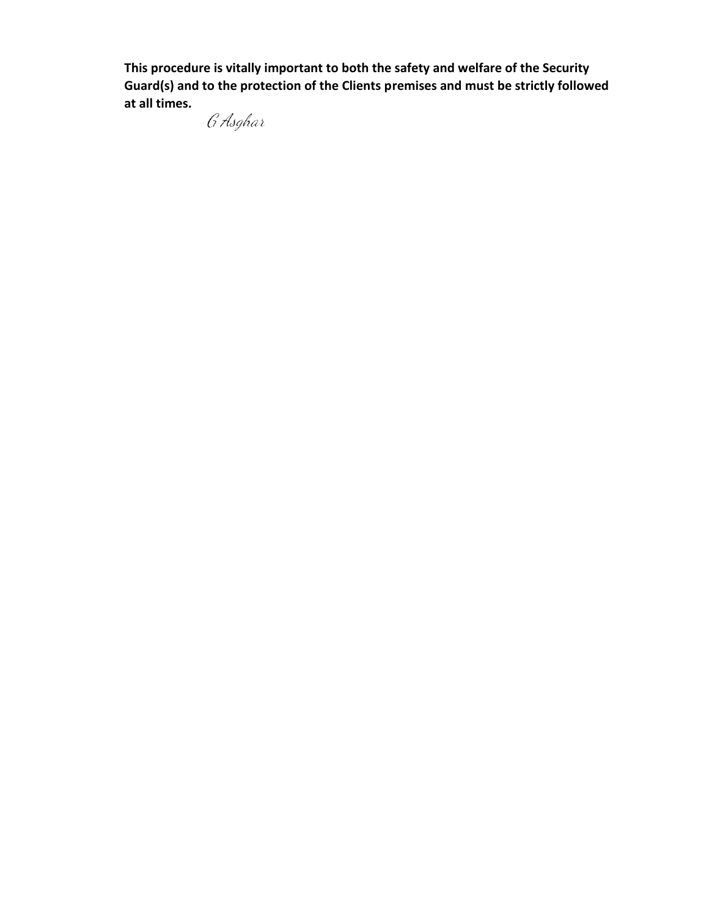**This procedure is vitally important to both the safety and welfare of the Security Guard(s) and to the protection of the Clients premises and must be strictly followed at all times.**

*G Asghar*